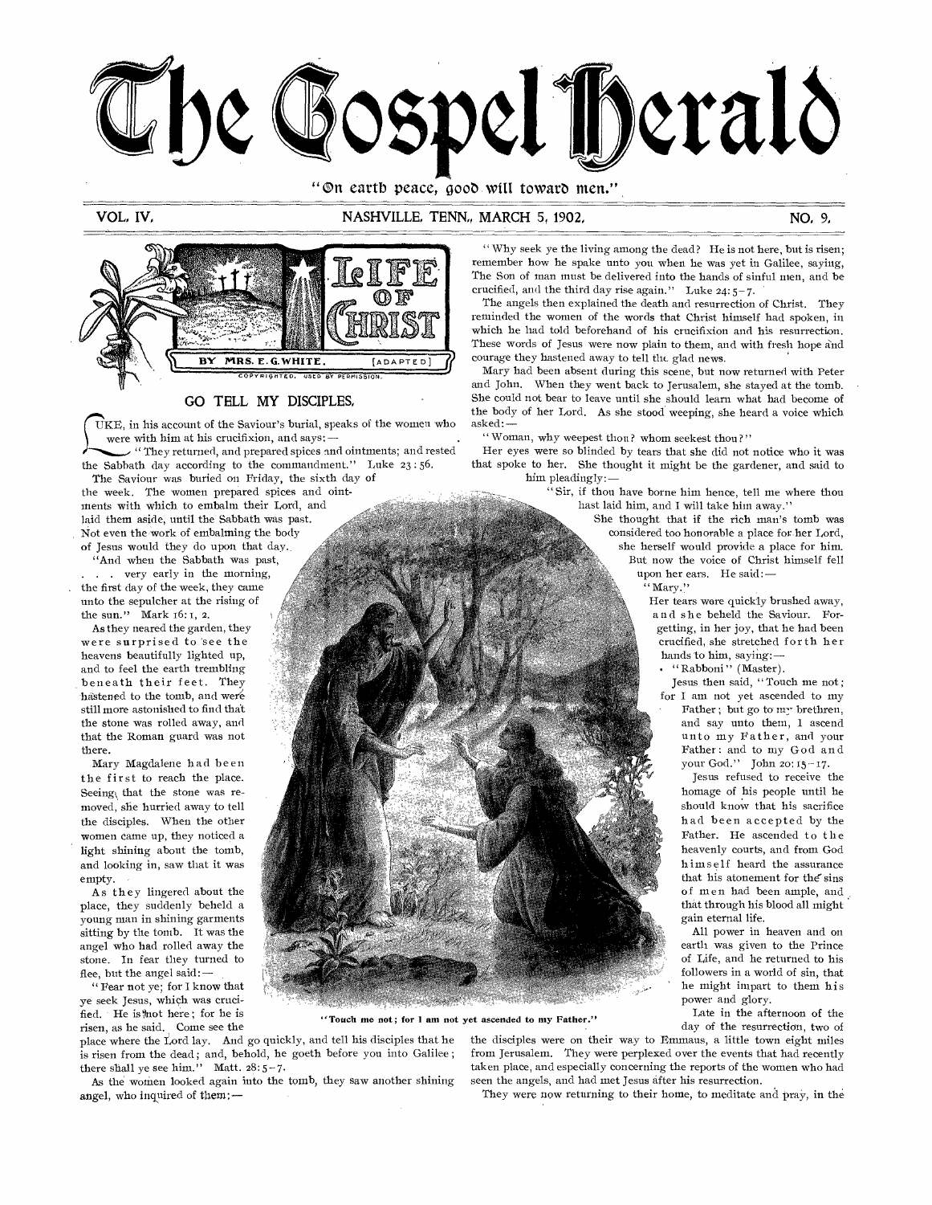# The Gospel Herald

"On earth peace, good will toward men."

VOL. IV. NASHVILLE, TENN., MARCH 5, 1902. NO. 9.

## LIFE OF CHRIST

BY MRS. E. G. WHITE. [ADAPTED]

COPYRIGHTED. USED BY PERMISSION.

### GO TELL MY DISCIPLES.

LUKE, in his account of the Saviour's burial, speaks of the women who were with him at his crucifixion, and says: —

"They returned, and prepared spices and ointments; and rested the Sabbath day according to the commandment." Luke 23:56.

The Saviour was buried on Friday, the sixth day of the week. The women prepared spices and ointments with which to embalm their Lord, and laid them aside, until the Sabbath was past. Not even the work of embalming the body of Jesus would they do upon that day.

"And when the Sabbath was past, . . . very early in the morning, the first day of the week, they came unto the sepulcher at the rising of the sun." Mark 16:1, 2.

As they neared the garden, they were surprised to see the heavens beautifully lighted up, and to feel the earth trembling beneath their feet. They hastened to the tomb, and were still more astonished to find that the stone was rolled away, and that the Roman guard was not there.

Mary Magdalene had been the first to reach the place. Seeing that the stone was removed, she hurried away to tell the disciples. When the other women came up, they noticed a light shining about the tomb, and looking in, saw that it was empty.

As they lingered about the place, they suddenly beheld a young man in shining garments sitting by the tomb. It was the angel who had rolled away the stone. In fear they turned to flee, but the angel said: —

"Fear not ye; for I know that ye seek Jesus, which was crucified. He is not here; for he is risen, as he said. Come see the place where the Lord lay. And go quickly, and tell his disciples that he is risen from the dead; and, behold, he goeth before you into Galilee; there shall ye see him." Matt. 28:5-7.

As the women looked again into the tomb, they saw another shining angel, who inquired of them: —

"Why seek ye the living among the dead? He is not here, but is risen; remember how he spake unto you when he was yet in Galilee, saying, The Son of man must be delivered into the hands of sinful men, and be crucified, and the third day rise again." Luke 24:5-7.

The angels then explained the death and resurrection of Christ. They reminded the women of the words that Christ himself had spoken, in which he had told beforehand of his crucifixion and his resurrection. These words of Jesus were now plain to them, and with fresh hope and courage they hastened away to tell the glad news.

Mary had been absent during this scene, but now returned with Peter and John. When they went back to Jerusalem, she stayed at the tomb. She could not bear to leave until she should learn what had become of the body of her Lord. As she stood weeping, she heard a voice which asked: —

"Woman, why weepest thou? whom seekest thou?"

Her eyes were so blinded by tears that she did not notice who it was that spoke to her. She thought it might be the gardener, and said to him pleadingly: —

"Sir, if thou have borne him hence, tell me where thou hast laid him, and I will take him away."

She thought that if the rich man's tomb was considered too honorable a place for her Lord, she herself would provide a place for him. But now the voice of Christ himself fell upon her ears. He said: —

"Mary."

Her tears were quickly brushed away, and she beheld the Saviour. Forgetting, in her joy, that he had been crucified, she stretched forth her hands to him, saying: —

"Rabboni" (Master).

Jesus then said, "Touch me not; for I am not yet ascended to my Father; but go to my brethren, and say unto them, I ascend unto my Father, and your Father; and to my God and your God." John 20:15-17.

Jesus refused to receive the homage of his people until he should know that his sacrifice had been accepted by the Father. He ascended to the heavenly courts, and from God himself heard the assurance that his atonement for the sins of men had been ample, and that through his blood all might gain eternal life.

All power in heaven and on earth was given to the Prince of Life, and he returned to his followers in a world of sin, that he might impart to them his power and glory.

"Touch me not; for I am not yet ascended to my Father."

Late in the afternoon of the day of the resurrection, two of the disciples were on their way to Emmaus, a little town eight miles from Jerusalem. They were perplexed over the events that had recently taken place, and especially concerning the reports of the women who had seen the angels, and had met Jesus after his resurrection.

They were now returning to their home, to meditate and pray, in the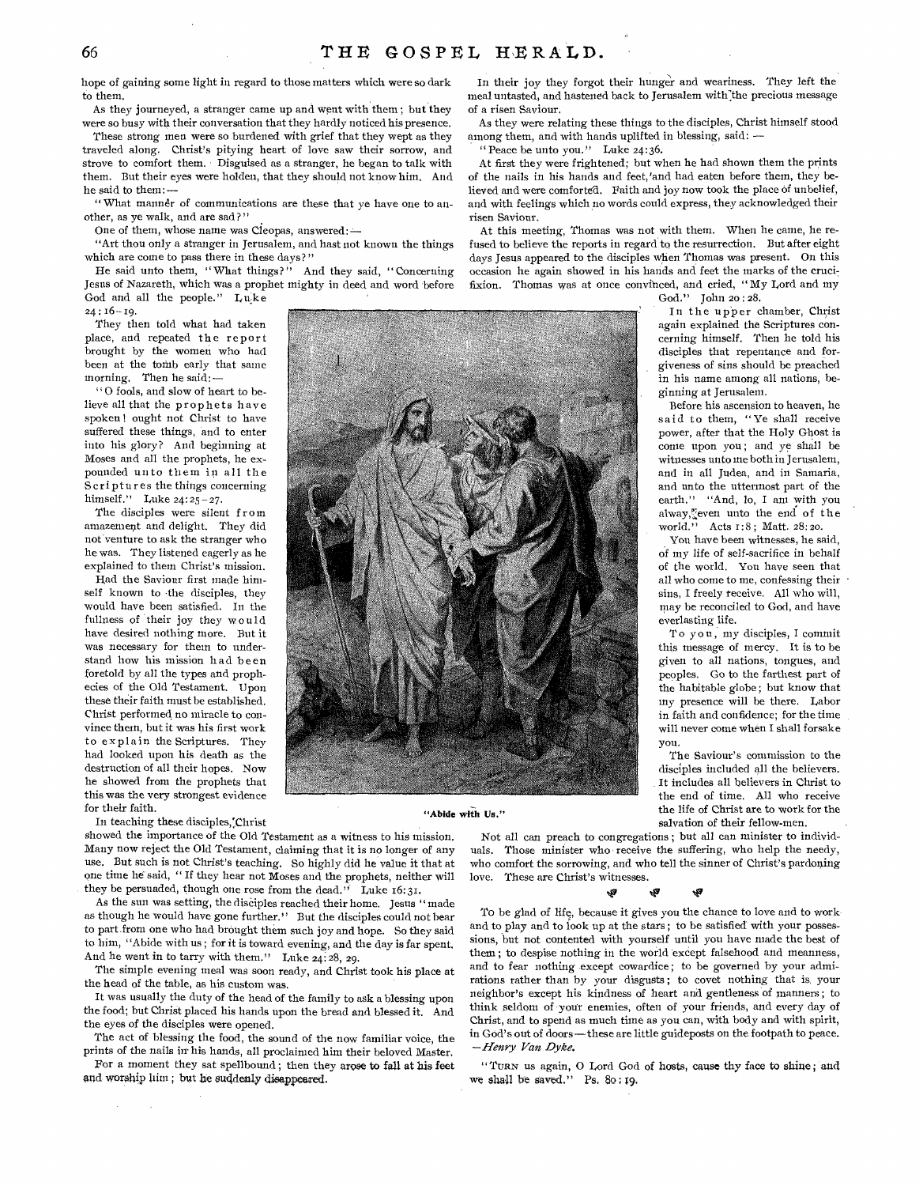hope of gaining some light in regard to those matters which were so dark to them.

As they journeyed, a stranger came up and went with them; but they were so busy with their conversation that they hardly noticed his presence.

These strong men were so burdened with grief that they wept as they traveled along. Christ's pitying heart of love saw their sorrow, and strove to comfort them. Disguised as a stranger, he began to talk with them. But their eyes were holden, that they should not know him. And he said to them:—

"What manner of communications are these that ye have one to another, as ye walk, and are sad?"

One of them, whose name was Cleopas, answered:—

"Art thou only a stranger in Jerusalem, and hast not known the things which are come to pass there in these days?"

He said unto them, "What things?" And they said, "Concerning Jesus of Nazareth, which was a prophet mighty in deed and word before God and all the people." Luke 24:16-19.

They then told what had taken place, and repeated the report brought by the women who had been at the tomb early that same morning. Then he said:—

"O fools, and slow of heart to believe all that the prophets have spoken! ought not Christ to have suffered these things, and to enter into his glory? And beginning at Moses and all the prophets, he expounded unto them in all the Scriptures the things concerning himself." Luke 24:25-27.

The disciples were silent from amazement and delight. They did not venture to ask the stranger who he was. They listened eagerly as he explained to them Christ's mission.

Had the Saviour first made himself known to the disciples, they would have been satisfied. In the fullness of their joy they would have desired nothing more. But it was necessary for them to understand how his mission had been foretold by all the types and prophecies of the Old Testament. Upon these their faith must be established. Christ performed no miracle to convince them, but it was his first work to explain the Scriptures. They had looked upon his death as the destruction of all their hopes. Now he showed from the prophets that this was the very strongest evidence for their faith.

"Abide with Us."

In teaching these disciples, Christ showed the importance of the Old Testament as a witness to his mission. Many now reject the Old Testament, claiming that it is no longer of any use. But such is not Christ's teaching. So highly did he value it that at one time he said, "If they hear not Moses and the prophets, neither will they be persuaded, though one rose from the dead." Luke 16:31.

As the sun was setting, the disciples reached their home. Jesus "made as though he would have gone further." But the disciples could not bear to part from one who had brought them such joy and hope. So they said to him, "Abide with us; for it is toward evening, and the day is far spent. And he went in to tarry with them." Luke 24:28, 29.

The simple evening meal was soon ready, and Christ took his place at the head of the table, as his custom was.

It was usually the duty of the head of the family to ask a blessing upon the food; but Christ placed his hands upon the bread and blessed it. And the eyes of the disciples were opened.

The act of blessing the food, the sound of the now familiar voice, the prints of the nails in his hands, all proclaimed him their beloved Master.

For a moment they sat spellbound; then they arose to fall at his feet and worship him; but he suddenly disappeared.

In their joy they forgot their hunger and weariness. They left the meal untasted, and hastened back to Jerusalem with the precious message of a risen Saviour.

As they were relating these things to the disciples, Christ himself stood among them, and with hands uplifted in blessing, said:—

"Peace be unto you." Luke 24:36.

At first they were frightened; but when he had shown them the prints of the nails in his hands and feet, and had eaten before them, they believed and were comforted. Faith and joy now took the place of unbelief, and with feelings which no words could express, they acknowledged their risen Saviour.

At this meeting, Thomas was not with them. When he came, he refused to believe the reports in regard to the resurrection. But after eight days Jesus appeared to the disciples when Thomas was present. On this occasion he again showed in his hands and feet the marks of the crucifixion. Thomas was at once convinced, and cried, "My Lord and my God." John 20:28.

In the upper chamber, Christ again explained the Scriptures concerning himself. Then he told his disciples that repentance and forgiveness of sins should be preached in his name among all nations, beginning at Jerusalem.

Before his ascension to heaven, he said to them, "Ye shall receive power, after that the Holy Ghost is come upon you; and ye shall be witnesses unto me both in Jerusalem, and in all Judea, and in Samaria, and unto the uttermost part of the earth." "And, lo, I am with you alway, even unto the end of the world." Acts 1:8; Matt. 28:20.

You have been witnesses, he said, of my life of self-sacrifice in behalf of the world. You have seen that all who come to me, confessing their sins, I freely receive. All who will, may be reconciled to God, and have everlasting life.

To you, my disciples, I commit this message of mercy. It is to be given to all nations, tongues, and peoples. Go to the farthest part of the habitable globe; but know that my presence will be there. Labor in faith and confidence; for the time will never come when I shall forsake you.

The Saviour's commission to the disciples included all the believers. It includes all believers in Christ to the end of time. All who receive the life of Christ are to work for the salvation of their fellow-men.

Not all can preach to congregations; but all can minister to individuals. Those minister who receive the suffering, who help the needy, who comfort the sorrowing, and who tell the sinner of Christ's pardoning love. These are Christ's witnesses.

---

To be glad of life, because it gives you the chance to love and to work and to play and to look up at the stars; to be satisfied with your possessions, but not contented with yourself until you have made the best of them; to despise nothing in the world except falsehood and meanness, and to fear nothing except cowardice; to be governed by your admirations rather than by your disgusts; to covet nothing that is your neighbor's except his kindness of heart and gentleness of manners; to think seldom of your enemies, often of your friends, and every day of Christ, and to spend as much time as you can, with body and with spirit, in God's out of doors—these are little guideposts on the footpath to peace. —*Henry Van Dyke.*

"Turn us again, O Lord God of hosts, cause thy face to shine; and we shall be saved." Ps. 80:19.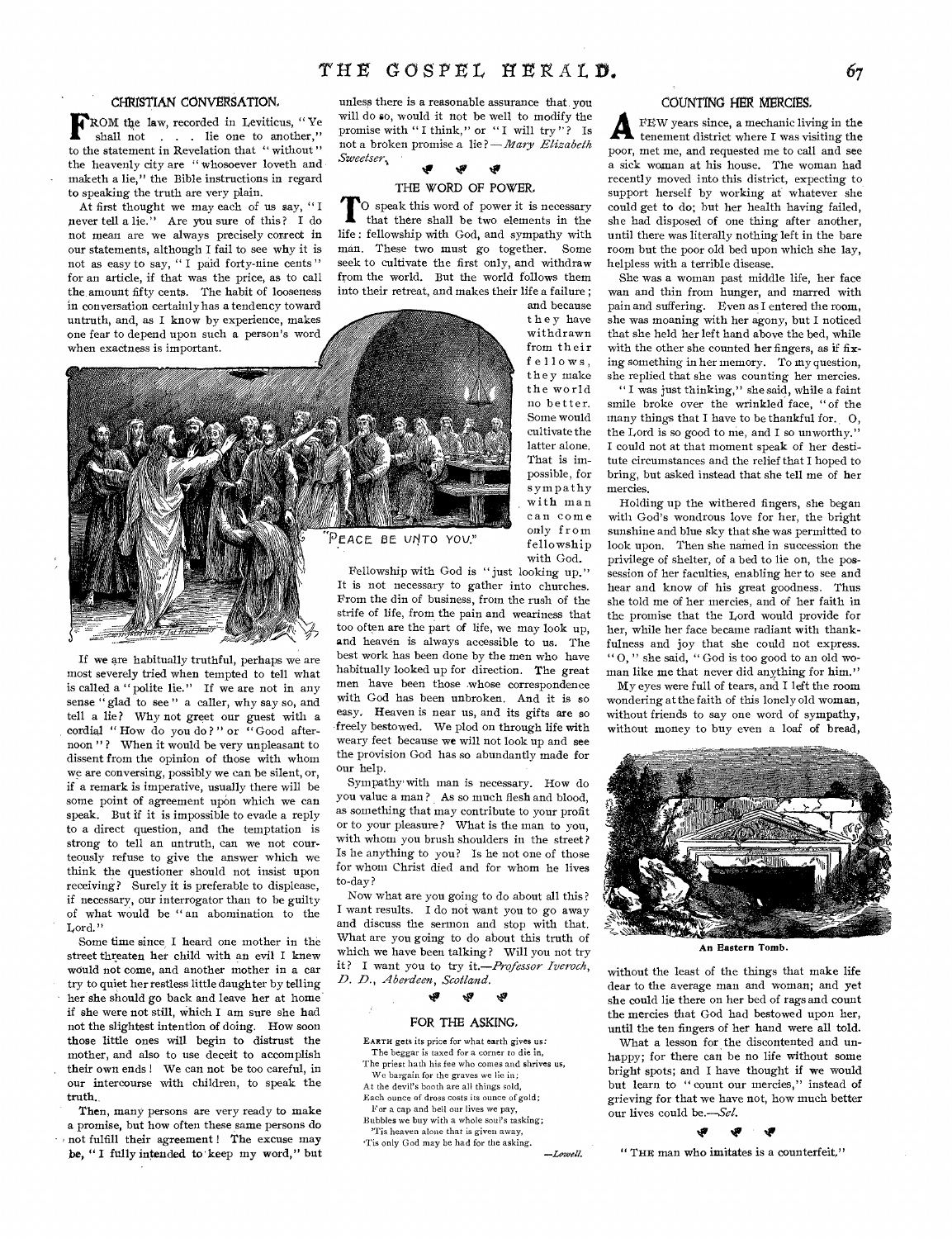## CHRISTIAN CONVERSATION.

FROM the law, recorded in Leviticus, "Ye shall not . . . lie one to another," to the statement in Revelation that "without" the heavenly city are "whosoever loveth and maketh a lie," the Bible instructions in regard to speaking the truth are very plain.

At first thought we may each of us say, "I never tell a lie." Are you sure of this? I do not mean are we always precisely correct in our statements, although I fail to see why it is not as easy to say, "I paid forty-nine cents" for an article, if that was the price, as to call the amount fifty cents. The habit of looseness in conversation certainly has a tendency toward untruth, and, as I know by experience, makes one fear to depend upon such a person's word when exactness is important.

"PEACE BE UNTO YOU."

If we are habitually truthful, perhaps we are most severely tried when tempted to tell what is called a "polite lie." If we are not in any sense "glad to see" a caller, why say so, and tell a lie? Why not greet our guest with a cordial "How do you do?" or "Good afternoon"? When it would be very unpleasant to dissent from the opinion of those with whom we are conversing, possibly we can be silent, or, if a remark is imperative, usually there will be some point of agreement upon which we can speak. But if it is impossible to evade a reply to a direct question, and the temptation is strong to tell an untruth, can we not courteously refuse to give the answer which we think the questioner should not insist upon receiving? Surely it is preferable to displease, if necessary, our interrogator than to be guilty of what would be "an abomination to the Lord."

Some time since I heard one mother in the street threaten her child with an evil I knew would not come, and another mother in a car try to quiet her restless little daughter by telling her she should go back and leave her at home if she were not still, which I am sure she had not the slightest intention of doing. How soon those little ones will begin to distrust the mother, and also to use deceit to accomplish their own ends! We can not be too careful, in our intercourse with children, to speak the truth.

Then, many persons are very ready to make a promise, but how often these same persons do not fulfill their agreement! The excuse may be, "I fully intended to keep my word," but unless there is a reasonable assurance that you will do so, would it not be well to modify the promise with "I think," or "I will try"? Is not a broken promise a lie?—*Mary Elizabeth Sweetser.*

## THE WORD OF POWER.

TO speak this word of power it is necessary that there shall be two elements in the life: fellowship with God, and sympathy with man. These two must go together. Some seek to cultivate the first only, and withdraw from the world. But the world follows them into their retreat, and makes their life a failure; and because they have withdrawn from their fellows, they make the world no better. Some would cultivate the latter alone. That is impossible, for sympathy with man can come only from fellowship with God.

Fellowship with God is "just looking up." It is not necessary to gather into churches. From the din of business, from the rush of the strife of life, from the pain and weariness that too often are the part of life, we may look up, and heaven is always accessible to us. The best work has been done by the men who have habitually looked up for direction. The great men have been those whose correspondence with God has been unbroken. And it is so easy. Heaven is near us, and its gifts are so freely bestowed. We plod on through life with weary feet because we will not look up and see the provision God has so abundantly made for our help.

Sympathy with man is necessary. How do you value a man? As so much flesh and blood, as something that may contribute to your profit or to your pleasure? What is the man to you, with whom you brush shoulders in the street? Is he anything to you? Is he not one of those for whom Christ died and for whom he lives to-day?

Now what are you going to do about all this? I want results. I do not want you to go away and discuss the sermon and stop with that. What are you going to do about this truth of which we have been talking? Will you not try it? I want you to try it.—*Professor Iveroch, D. D., Aberdeen, Scotland.*

## FOR THE ASKING.

EARTH gets its price for what earth gives us:
  The beggar is taxed for a corner to die in,
The priest hath his fee who comes and shrives us,
  We bargain for the graves we lie in;
At the devil's booth are all things sold,
Each ounce of dross costs its ounce of gold;
  For a cap and bell our lives we pay,
Bubbles we buy with a whole soul's tasking;
  'Tis heaven alone that is given away,
'Tis only God may be had for the asking.

—*Lowell.*

## COUNTING HER MERCIES.

A FEW years since, a mechanic living in the tenement district where I was visiting the poor, met me, and requested me to call and see a sick woman at his house. The woman had recently moved into this district, expecting to support herself by working at whatever she could get to do; but her health having failed, she had disposed of one thing after another, until there was literally nothing left in the bare room but the poor old bed upon which she lay, helpless with a terrible disease.

She was a woman past middle life, her face wan and thin from hunger, and marred with pain and suffering. Even as I entered the room, she was moaning with her agony, but I noticed that she held her left hand above the bed, while with the other she counted her fingers, as if fixing something in her memory. To my question, she replied that she was counting her mercies.

"I was just thinking," she said, while a faint smile broke over the wrinkled face, "of the many things that I have to be thankful for. O, the Lord is so good to me, and I so unworthy." I could not at that moment speak of her destitute circumstances and the relief that I hoped to bring, but asked instead that she tell me of her mercies.

Holding up the withered fingers, she began with God's wondrous love for her, the bright sunshine and blue sky that she was permitted to look upon. Then she named in succession the privilege of shelter, of a bed to lie on, the possession of her faculties, enabling her to see and hear and know of his great goodness. Thus she told me of her mercies, and of her faith in the promise that the Lord would provide for her, while her face became radiant with thankfulness and joy that she could not express. "O," she said, "God is too good to an old woman like me that never did anything for him."

My eyes were full of tears, and I left the room wondering at the faith of this lonely old woman, without friends to say one word of sympathy, without money to buy even a loaf of bread,

An Eastern Tomb.

without the least of the things that make life dear to the average man and woman; and yet she could lie there on her bed of rags and count the mercies that God had bestowed upon her, until the ten fingers of her hand were all told.

What a lesson for the discontented and unhappy; for there can be no life without some bright spots; and I have thought if we would but learn to "count our mercies," instead of grieving for that we have not, how much better our lives could be.—*Sel.*

"THE man who imitates is a counterfeit."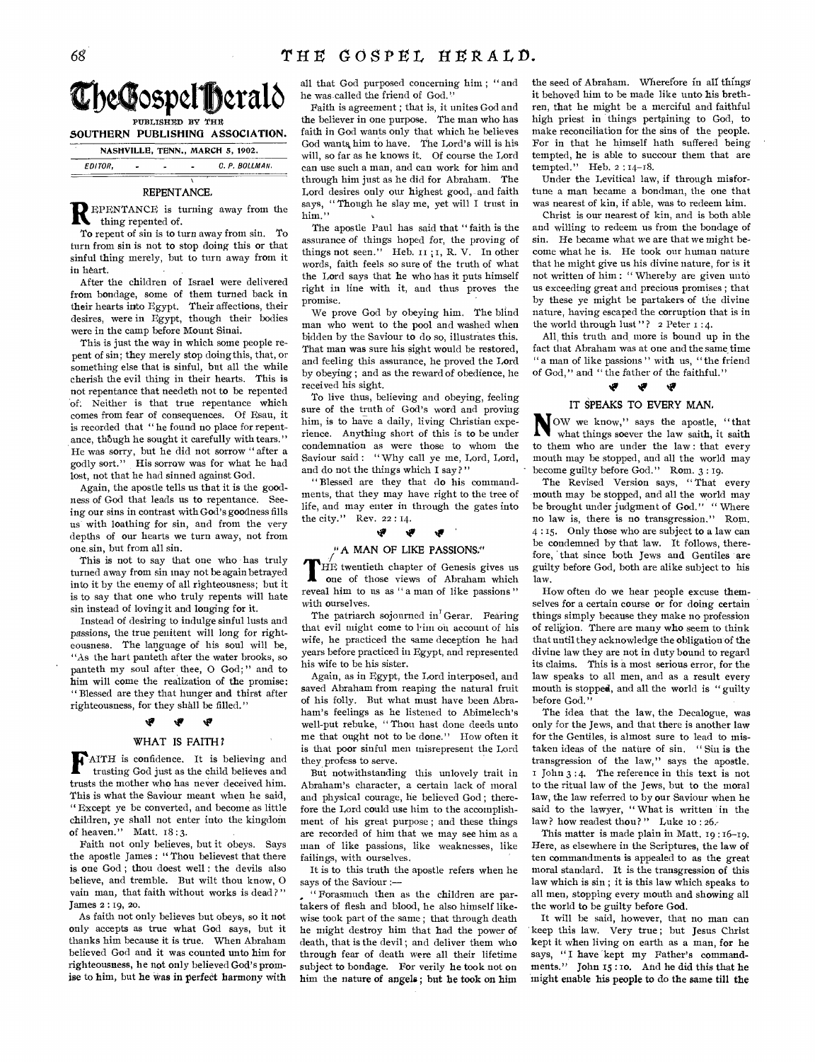# The Gospel Herald

PUBLISHED BY THE

SOUTHERN PUBLISHING ASSOCIATION.

NASHVILLE, TENN., MARCH 5, 1902.

EDITOR, - - - C. P. BOLLMAN.

## REPENTANCE.

REPENTANCE is turning away from the thing repented of.

To repent of sin is to turn away from sin. To turn from sin is not to stop doing this or that sinful thing merely, but to turn away from it in heart.

After the children of Israel were delivered from bondage, some of them turned back in their hearts into Egypt. Their affections, their desires, were in Egypt, though their bodies were in the camp before Mount Sinai.

This is just the way in which some people repent of sin; they merely stop doing this, that, or something else that is sinful, but all the while cherish the evil thing in their hearts. This is not repentance that needeth not to be repented of. Neither is that true repentance which comes from fear of consequences. Of Esau, it is recorded that "he found no place for repentance, though he sought it carefully with tears." He was sorry, but he did not sorrow "after a godly sort." His sorrow was for what he had lost, not that he had sinned against God.

Again, the apostle tells us that it is the goodness of God that leads us to repentance. Seeing our sins in contrast with God's goodness fills us with loathing for sin, and from the very depths of our hearts we turn away, not from one sin, but from all sin.

This is not to say that one who has truly turned away from sin may not be again betrayed into it by the enemy of all righteousness; but it is to say that one who truly repents will hate sin instead of loving it and longing for it.

Instead of desiring to indulge sinful lusts and passions, the true penitent will long for righteousness. The language of his soul will be, "As the hart panteth after the water brooks, so panteth my soul after thee, O God;" and to him will come the realization of the promise: "Blessed are they that hunger and thirst after righteousness, for they shall be filled."

## WHAT IS FAITH?

FAITH is confidence. It is believing and trusting God just as the child believes and trusts the mother who has never deceived him. This is what the Saviour meant when he said, "Except ye be converted, and become as little children, ye shall not enter into the kingdom of heaven." Matt. 18:3.

Faith not only believes, but it obeys. Says the apostle James: "Thou believest that there is one God; thou doest well: the devils also believe, and tremble. But wilt thou know, O vain man, that faith without works is dead?" James 2:19, 20.

As faith not only believes but obeys, so it not only accepts as true what God says, but it thanks him because it is true. When Abraham believed God and it was counted unto him for righteousness, he not only believed God's promise to him, but he was in perfect harmony with all that God purposed concerning him; "and he was called the friend of God."

Faith is agreement; that is, it unites God and the believer in one purpose. The man who has faith in God wants only that which he believes God wants him to have. The Lord's will is his will, so far as he knows it. Of course the Lord can use such a man, and can work for him and through him just as he did for Abraham. The Lord desires only our highest good, and faith says, "Though he slay me, yet will I trust in him."

The apostle Paul has said that "faith is the assurance of things hoped for, the proving of things not seen." Heb. 11:1, R. V. In other words, faith feels so sure of the truth of what the Lord says that he who has it puts himself right in line with it, and thus proves the promise.

We prove God by obeying him. The blind man who went to the pool and washed when bidden by the Saviour to do so, illustrates this. That man was sure his sight would be restored, and feeling this assurance, he proved the Lord by obeying; and as the reward of obedience, he received his sight.

To live thus, believing and obeying, feeling sure of the truth of God's word and proving him, is to have a daily, living Christian experience. Anything short of this is to be under condemnation as were those to whom the Saviour said: "Why call ye me, Lord, Lord, and do not the things which I say?"

"Blessed are they that do his commandments, that they may have right to the tree of life, and may enter in through the gates into the city." Rev. 22:14.

## "A MAN OF LIKE PASSIONS."

THE twentieth chapter of Genesis gives us one of those views of Abraham which reveal him to us as "a man of like passions" with ourselves.

The patriarch sojourned in Gerar. Fearing that evil might come to him on account of his wife, he practiced the same deception he had years before practiced in Egypt, and represented his wife to be his sister.

Again, as in Egypt, the Lord interposed, and saved Abraham from reaping the natural fruit of his folly. But what must have been Abraham's feelings as he listened to Abimelech's well-put rebuke, "Thou hast done deeds unto me that ought not to be done." How often it is that poor sinful men misrepresent the Lord they profess to serve.

But notwithstanding this unlovely trait in Abraham's character, a certain lack of moral and physical courage, he believed God; therefore the Lord could use him to the accomplishment of his great purpose; and these things are recorded of him that we may see him as a man of like passions, like weaknesses, like failings, with ourselves.

It is to this truth the apostle refers when he says of the Saviour:—

"Forasmuch then as the children are partakers of flesh and blood, he also himself likewise took part of the same; that through death he might destroy him that had the power of death, that is the devil; and deliver them who through fear of death were all their lifetime subject to bondage. For verily he took not on him the nature of angels; but he took on him the seed of Abraham. Wherefore in all things it behoved him to be made like unto his brethren, that he might be a merciful and faithful high priest in things pertaining to God, to make reconciliation for the sins of the people. For in that he himself hath suffered being tempted, he is able to succour them that are tempted." Heb. 2:14-18.

Under the Levitical law, if through misfortune a man became a bondman, the one that was nearest of kin, if able, was to redeem him.

Christ is our nearest of kin, and is both able and willing to redeem us from the bondage of sin. He became what we are that we might become what he is. He took our human nature that he might give us his divine nature, for is it not written of him: "Whereby are given unto us exceeding great and precious promises; that by these ye might be partakers of the divine nature, having escaped the corruption that is in the world through lust"? 2 Peter 1:4.

All this truth and more is bound up in the fact that Abraham was at one and the same time "a man of like passions" with us, "the friend of God," and "the father of the faithful."

## IT SPEAKS TO EVERY MAN.

NOW we know," says the apostle, "that what things soever the law saith, it saith to them who are under the law: that every mouth may be stopped, and all the world may become guilty before God." Rom. 3:19.

The Revised Version says, "That every mouth may be stopped, and all the world may be brought under judgment of God." "Where no law is, there is no transgression." Rom. 4:15. Only those who are subject to a law can be condemned by that law. It follows, therefore, that since both Jews and Gentiles are guilty before God, both are alike subject to his law.

How often do we hear people excuse themselves for a certain course or for doing certain things simply because they make no profession of religion. There are many who seem to think that until they acknowledge the obligation of the divine law they are not in duty bound to regard its claims. This is a most serious error, for the law speaks to all men, and as a result every mouth is stopped, and all the world is "guilty before God."

The idea that the law, the Decalogue, was only for the Jews, and that there is another law for the Gentiles, is almost sure to lead to mistaken ideas of the nature of sin. "Sin is the transgression of the law," says the apostle. 1 John 3:4. The reference in this text is not to the ritual law of the Jews, but to the moral law, the law referred to by our Saviour when he said to the lawyer, "What is written in the law? how readest thou?" Luke 10:26.

This matter is made plain in Matt. 19:16-19. Here, as elsewhere in the Scriptures, the law of ten commandments is appealed to as the great moral standard. It is the transgression of this law which is sin; it is this law which speaks to all men, stopping every mouth and showing all the world to be guilty before God.

It will be said, however, that no man can keep this law. Very true; but Jesus Christ kept it when living on earth as a man, for he says, "I have kept my Father's commandments." John 15:10. And he did this that he might enable his people to do the same till the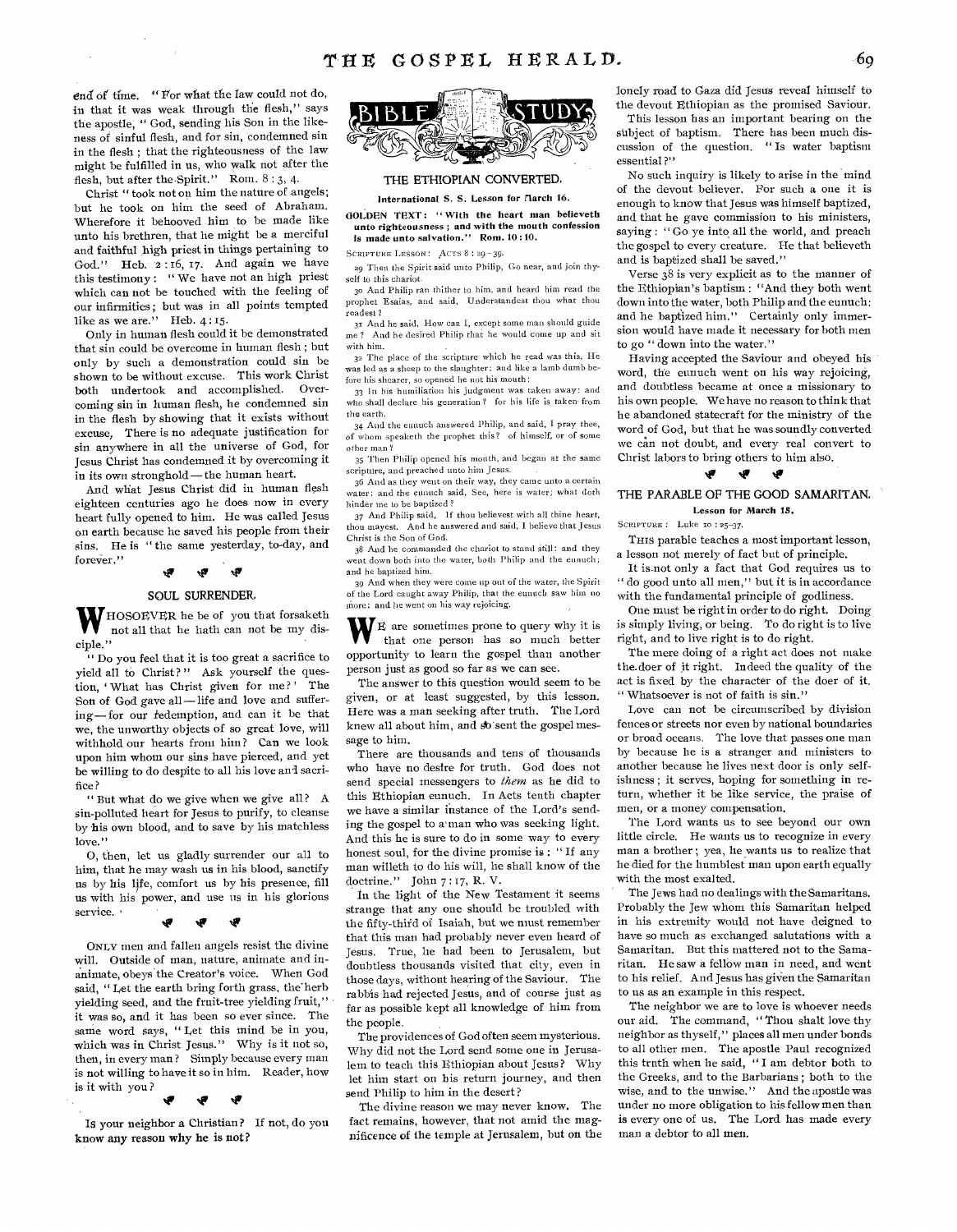end of time. "For what the law could not do, in that it was weak through the flesh," says the apostle, "God, sending his Son in the likeness of sinful flesh, and for sin, condemned sin in the flesh; that the righteousness of the law might be fulfilled in us, who walk not after the flesh, but after the Spirit." Rom. 8:3, 4.

Christ "took not on him the nature of angels; but he took on him the seed of Abraham. Wherefore it behooved him to be made like unto his brethren, that he might be a merciful and faithful high priest in things pertaining to God." Heb. 2:16, 17. And again we have this testimony: "We have not an high priest which can not be touched with the feeling of our infirmities; but was in all points tempted like as we are." Heb. 4:15.

Only in human flesh could it be demonstrated that sin could be overcome in human flesh; but only by such a demonstration could sin be shown to be without excuse. This work Christ both undertook and accomplished. Overcoming sin in human flesh, he condemned sin in the flesh by showing that it exists without excuse. There is no adequate justification for sin anywhere in all the universe of God, for Jesus Christ has condemned it by overcoming it in its own stronghold — the human heart.

And what Jesus Christ did in human flesh eighteen centuries ago he does now in every heart fully opened to him. He was called Jesus on earth because he saved his people from their sins. He is "the same yesterday, to-day, and forever."

## SOUL SURRENDER.

"Whosoever he be of you that forsaketh not all that he hath can not be my disciple."

"Do you feel that it is too great a sacrifice to yield all to Christ?" Ask yourself the question, 'What has Christ given for me?' The Son of God gave all — life and love and suffering — for our redemption, and can it be that we, the unworthy objects of so great love, will withhold our hearts from him? Can we look upon him whom our sins have pierced, and yet be willing to do despite to all his love and sacrifice?

"But what do we give when we give all? A sin-polluted heart for Jesus to purify, to cleanse by his own blood, and to save by his matchless love."

O, then, let us gladly surrender our all to him, that he may wash us in his blood, sanctify us by his life, comfort us by his presence, fill us with his power, and use us in his glorious service.

ONLY men and fallen angels resist the divine will. Outside of man, nature, animate and inanimate, obeys the Creator's voice. When God said, "Let the earth bring forth grass, the herb yielding seed, and the fruit-tree yielding fruit," it was so, and it has been so ever since. The same word says, "Let this mind be in you, which was in Christ Jesus." Why is it not so, then, in every man? Simply because every man is not willing to have it so in him. Reader, how is it with you?

Is your neighbor a Christian? If not, do you know any reason why he is not?

# BIBLE STUDY

## THE ETHIOPIAN CONVERTED.

**International S. S. Lesson for March 16.**

**GOLDEN TEXT: "With the heart man believeth unto righteousness; and with the mouth confession is made unto salvation." Rom. 10:10.**

SCRIPTURE LESSON: ACTS 8:29-39.

29 Then the Spirit said unto Philip, Go near, and join thyself to this chariot.

30 And Philip ran thither to him, and heard him read the prophet Esaias, and said, Understandest thou what thou readest?

31 And he said, How can I, except some man should guide me? And he desired Philip that he would come up and sit with him.

32 The place of the scripture which he read was this, He was led as a sheep to the slaughter; and like a lamb dumb before his shearer, so opened he not his mouth:

33 In his humiliation his judgment was taken away: and who shall declare his generation? for his life is taken from the earth.

34 And the eunuch answered Philip, and said, I pray thee, of whom speaketh the prophet this? of himself, or of some other man?

35 Then Philip opened his mouth, and began at the same scripture, and preached unto him Jesus.

36 And as they went on their way, they came unto a certain water: and the eunuch said, See, here is water; what doth hinder me to be baptized?

37 And Philip said, If thou believest with all thine heart, thou mayest. And he answered and said, I believe that Jesus Christ is the Son of God.

38 And he commanded the chariot to stand still: and they went down both into the water, both Philip and the eunuch; and he baptized him.

39 And when they were come up out of the water, the Spirit of the Lord caught away Philip, that the eunuch saw him no more: and he went on his way rejoicing.

We are sometimes prone to query why it is that one person has so much better opportunity to learn the gospel than another person just as good so far as we can see.

The answer to this question would seem to be given, or at least suggested, by this lesson. Here was a man seeking after truth. The Lord knew all about him, and so sent the gospel message to him.

There are thousands and tens of thousands who have no desire for truth. God does not send special messengers to *them* as he did to this Ethiopian eunuch. In Acts tenth chapter we have a similar instance of the Lord's sending the gospel to a man who was seeking light. And this he is sure to do in some way to every honest soul, for the divine promise is: "If any man willeth to do his will, he shall know of the doctrine." John 7:17, R. V.

In the light of the New Testament it seems strange that any one should be troubled with the fifty-third of Isaiah, but we must remember that this man had probably never even heard of Jesus. True, he had been to Jerusalem, but doubtless thousands visited that city, even in those days, without hearing of the Saviour. The rabbis had rejected Jesus, and of course just as far as possible kept all knowledge of him from the people.

The providences of God often seem mysterious. Why did not the Lord send some one in Jerusalem to teach this Ethiopian about Jesus? Why let him start on his return journey, and then send Philip to him in the desert?

The divine reason we may never know. The fact remains, however, that not amid the magnificence of the temple at Jerusalem, but on the lonely road to Gaza did Jesus reveal himself to the devout Ethiopian as the promised Saviour.

This lesson has an important bearing on the subject of baptism. There has been much discussion of the question, "Is water baptism essential?"

No such inquiry is likely to arise in the mind of the devout believer. For such a one it is enough to know that Jesus was himself baptized, and that he gave commission to his ministers, saying: "Go ye into all the world, and preach the gospel to every creature. He that believeth and is baptized shall be saved."

Verse 38 is very explicit as to the manner of the Ethiopian's baptism: "And they both went down into the water, both Philip and the eunuch: and he baptized him." Certainly only immersion would have made it necessary for both men to go "down into the water."

Having accepted the Saviour and obeyed his word, the eunuch went on his way rejoicing, and doubtless became at once a missionary to his own people. We have no reason to think that he abandoned statecraft for the ministry of the word of God, but that he was soundly converted we can not doubt, and every real convert to Christ labors to bring others to him also.

## THE PARABLE OF THE GOOD SAMARITAN.

**Lesson for March 15.**

SCRIPTURE: Luke 10:25-37.

THIS parable teaches a most important lesson, a lesson not merely of fact but of principle.

It is not only a fact that God requires us to "do good unto all men," but it is in accordance with the fundamental principle of godliness.

One must be right in order to do right. Doing is simply living, or being. To do right is to live right, and to live right is to do right.

The mere doing of a right act does not make the doer of it right. Indeed the quality of the act is fixed by the character of the doer of it. "Whatsoever is not of faith is sin."

Love can not be circumscribed by division fences or streets nor even by national boundaries or broad oceans. The love that passes one man by because he is a stranger and ministers to another because he lives next door is only selfishness; it serves, hoping for something in return, whether it be like service, the praise of men, or a money compensation.

The Lord wants us to see beyond our own little circle. He wants us to recognize in every man a brother; yea, he wants us to realize that he died for the humblest man upon earth equally with the most exalted.

The Jews had no dealings with the Samaritans. Probably the Jew whom this Samaritan helped in his extremity would not have deigned to have so much as exchanged salutations with a Samaritan. But this mattered not to the Samaritan. He saw a fellow man in need, and went to his relief. And Jesus has given the Samaritan to us as an example in this respect.

The neighbor we are to love is whoever needs our aid. The command, "Thou shalt love thy neighbor as thyself," places all men under bonds to all other men. The apostle Paul recognized this truth when he said, "I am debtor both to the Greeks, and to the Barbarians; both to the wise, and to the unwise." And the apostle was under no more obligation to his fellow men than is every one of us. The Lord has made every man a debtor to all men.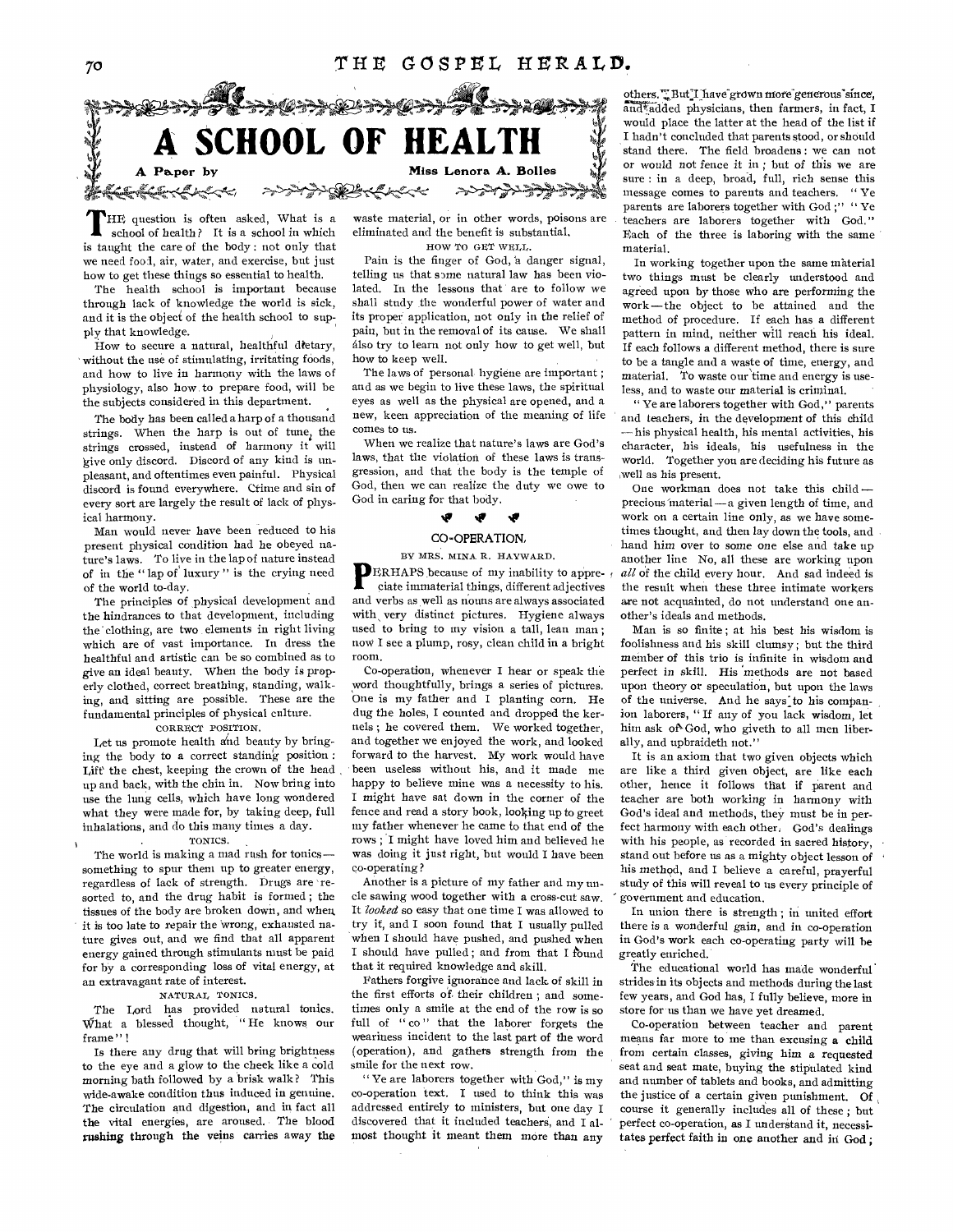# A SCHOOL OF HEALTH

A Paper by Miss Lenora A. Bolles

THE question is often asked, What is a school of health? It is a school in which is taught the care of the body: not only that we need food, air, water, and exercise, but just how to get these things so essential to health.

The health school is important because through lack of knowledge the world is sick, and it is the object of the health school to supply that knowledge.

How to secure a natural, healthful dietary, without the use of stimulating, irritating foods, and how to live in harmony with the laws of physiology, also how to prepare food, will be the subjects considered in this department.

The body has been called a harp of a thousand strings. When the harp is out of tune, the strings crossed, instead of harmony it will give only discord. Discord of any kind is unpleasant, and oftentimes even painful. Physical discord is found everywhere. Crime and sin of every sort are largely the result of lack of physical harmony.

Man would never have been reduced to his present physical condition had he obeyed nature's laws. To live in the lap of nature instead of in the "lap of luxury" is the crying need of the world to-day.

The principles of physical development and the hindrances to that development, including the clothing, are two elements in right living which are of vast importance. In dress the healthful and artistic can be so combined as to give an ideal beauty. When the body is properly clothed, correct breathing, standing, walking, and sitting are possible. These are the fundamental principles of physical culture.

CORRECT POSITION.

Let us promote health and beauty by bringing the body to a correct standing position: Lift the chest, keeping the crown of the head up and back, with the chin in. Now bring into use the lung cells, which have long wondered what they were made for, by taking deep, full inhalations, and do this many times a day.

TONICS.

The world is making a mad rush for tonics—something to spur them up to greater energy, regardless of lack of strength. Drugs are resorted to, and the drug habit is formed; the tissues of the body are broken down, and when it is too late to repair the wrong, exhausted nature gives out, and we find that all apparent energy gained through stimulants must be paid for by a corresponding loss of vital energy, at an extravagant rate of interest.

NATURAL TONICS.

The Lord has provided natural tonics. What a blessed thought, "He knows our frame"!

Is there any drug that will bring brightness to the eye and a glow to the cheek like a cold morning bath followed by a brisk walk? This wide-awake condition thus induced in genuine. The circulation and digestion, and in fact all the vital energies, are aroused. The blood rushing through the veins carries away the waste material, or in other words, poisons are eliminated and the benefit is substantial.

HOW TO GET WELL.

Pain is the finger of God, a danger signal, telling us that some natural law has been violated. In the lessons that are to follow we shall study the wonderful power of water and its proper application, not only in the relief of pain, but in the removal of its cause. We shall also try to learn not only how to get well, but how to keep well.

The laws of personal hygiene are important; and as we begin to live these laws, the spiritual eyes as well as the physical are opened, and a new, keen appreciation of the meaning of life comes to us.

When we realize that nature's laws are God's laws, that the violation of these laws is transgression, and that the body is the temple of God, then we can realize the duty we owe to God in caring for that body.

## CO-OPERATION.

BY MRS. MINA R. HAYWARD.

PERHAPS because of my inability to appreciate immaterial things, different adjectives and verbs as well as nouns are always associated with very distinct pictures. Hygiene always used to bring to my vision a tall, lean man; now I see a plump, rosy, clean child in a bright room.

Co-operation, whenever I hear or speak the word thoughtfully, brings a series of pictures. One is my father and I planting corn. He dug the holes, I counted and dropped the kernels; he covered them. We worked together, and together we enjoyed the work, and looked forward to the harvest. My work would have been useless without his, and it made me happy to believe mine was a necessity to his. I might have sat down in the corner of the fence and read a story book, looking up to greet my father whenever he came to that end of the rows; I might have loved him and believed he was doing it just right, but would I have been co-operating?

Another is a picture of my father and my uncle sawing wood together with a cross-cut saw. It *looked* so easy that one time I was allowed to try it, and I soon found that I usually pulled when I should have pushed, and pushed when I should have pulled; and from that I found that it required knowledge and skill.

Fathers forgive ignorance and lack of skill in the first efforts of their children; and sometimes only a smile at the end of the row is so full of "co" that the laborer forgets the weariness incident to the last part of the word (operation), and gathers strength from the smile for the next row.

"Ye are laborers together with God," is my co-operation text. I used to think this was addressed entirely to ministers, but one day I discovered that it included teachers, and I almost thought it meant them more than any others. But I have grown more generous since, and added physicians, then farmers, in fact, I would place the latter at the head of the list if I hadn't concluded that parents stood, or should stand there. The field broadens: we can not or would not fence it in; but of this we are sure: in a deep, broad, full, rich sense this message comes to parents and teachers. "Ye parents are laborers together with God;" "Ye teachers are laborers together with God." Each of the three is laboring with the same material.

In working together upon the same material two things must be clearly understood and agreed upon by those who are performing the work—the object to be attained and the method of procedure. If each has a different pattern in mind, neither will reach his ideal. If each follows a different method, there is sure to be a tangle and a waste of time, energy, and material. To waste our time and energy is useless, and to waste our material is criminal.

"Ye are laborers together with God," parents and teachers, in the development of this child—his physical health, his mental activities, his character, his ideals, his usefulness in the world. Together you are deciding his future as well as his present.

One workman does not take this child—precious material—a given length of time, and work on a certain line only, as we have sometimes thought, and then lay down the tools, and hand him over to some one else and take up another line. No, all these are working upon *all* of the child every hour. And sad indeed is the result when these three intimate workers are not acquainted, do not understand one another's ideals and methods.

Man is so finite; at his best his wisdom is foolishness and his skill clumsy; but the third member of this trio is infinite in wisdom and perfect in skill. His methods are not based upon theory or speculation, but upon the laws of the universe. And he says to his companion laborers, "If any of you lack wisdom, let him ask of God, who giveth to all men liberally, and upbraideth not."

It is an axiom that two given objects which are like a third given object, are like each other, hence it follows that if parent and teacher are both working in harmony with God's ideal and methods, they must be in perfect harmony with each other. God's dealings with his people, as recorded in sacred history, stand out before us as a mighty object lesson of his method, and I believe a careful, prayerful study of this will reveal to us every principle of government and education.

In union there is strength; in united effort there is a wonderful gain, and in co-operation in God's work each co-operating party will be greatly enriched.

The educational world has made wonderful strides in its objects and methods during the last few years, and God has, I fully believe, more in store for us than we have yet dreamed.

Co-operation between teacher and parent means far more to me than excusing a child from certain classes, giving him a requested seat and seat mate, buying the stipulated kind and number of tablets and books, and admitting the justice of a certain given punishment. Of course it generally includes all of these; but perfect co-operation, as I understand it, necessitates perfect faith in one another and in God;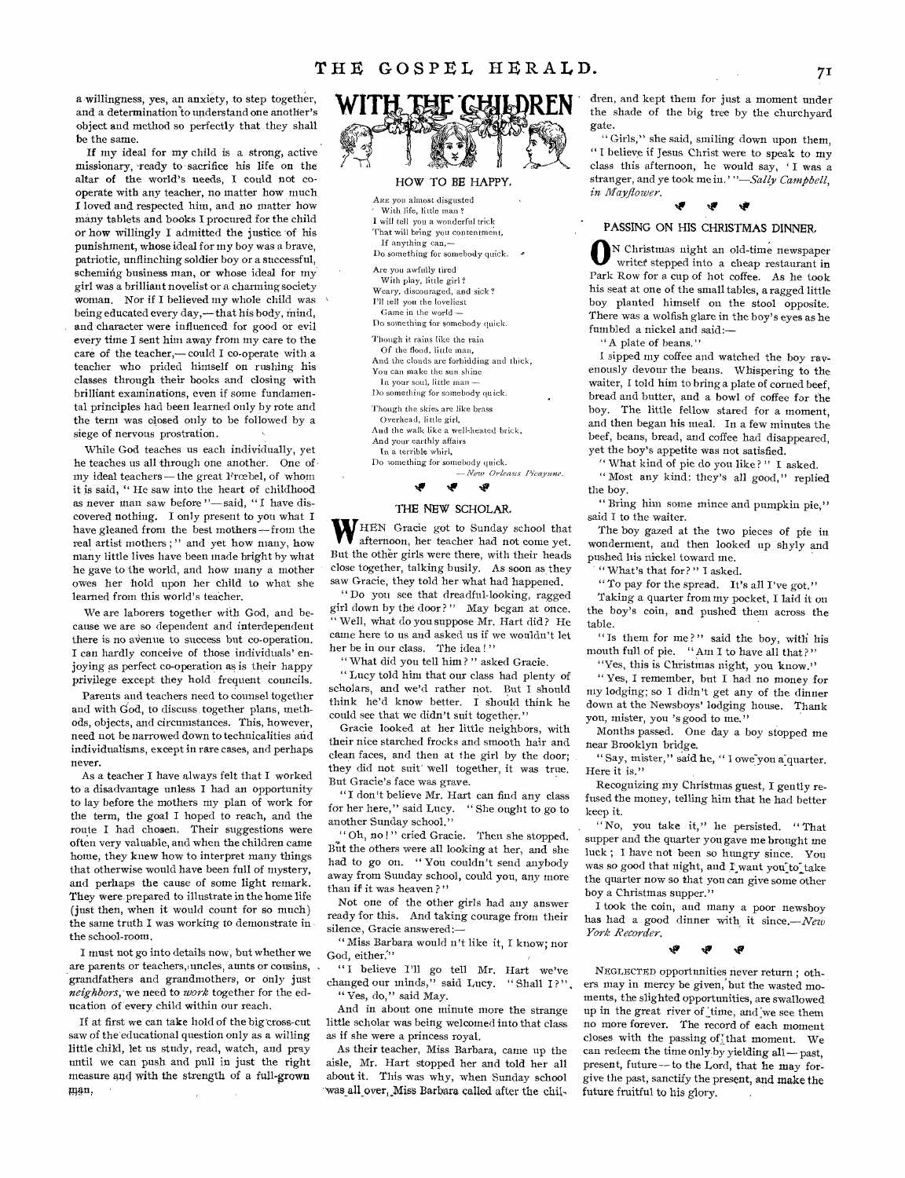a willingness, yes, an anxiety, to step together, and a determination to understand one another's object and method so perfectly that they shall be the same.

If my ideal for my child is a strong, active missionary, ready to sacrifice his life on the altar of the world's needs, I could not co-operate with any teacher, no matter how much I loved and respected him, and no matter how many tablets and books I procured for the child or how willingly I admitted the justice of his punishment, whose ideal for my boy was a brave, patriotic, unflinching soldier boy or a successful, scheming business man, or whose ideal for my girl was a brilliant novelist or a charming society woman. Nor if I believed my whole child was being educated every day,—that his body, mind, and character were influenced for good or evil every time I sent him away from my care to the care of the teacher,—could I co-operate with a teacher who prided himself on rushing his classes through their books and closing with brilliant examinations, even if some fundamental principles had been learned only by rote and the term was closed only to be followed by a siege of nervous prostration.

While God teaches us each individually, yet he teaches us all through one another. One of my ideal teachers—the great Frœbel, of whom it is said, "He saw into the heart of childhood as never man saw before"—said, "I have discovered nothing. I only present to you what I have gleaned from the best mothers—from the real artist mothers;" and yet how many, how many little lives have been made bright by what he gave to the world, and how many a mother owes her hold upon her child to what she learned from this world's teacher.

We are laborers together with God, and because we are so dependent and interdependent there is no avenue to success but co-operation. I can hardly conceive of those individuals' enjoying as perfect co-operation as is their happy privilege except they hold frequent councils.

Parents and teachers need to counsel together and with God, to discuss together plans, methods, objects, and circumstances. This, however, need not be narrowed down to technicalities and individualisms, except in rare cases, and perhaps never.

As a teacher I have always felt that I worked to a disadvantage unless I had an opportunity to lay before the mothers my plan of work for the term, the goal I hoped to reach, and the route I had chosen. Their suggestions were often very valuable, and when the children came home, they knew how to interpret many things that otherwise would have been full of mystery, and perhaps the cause of some light remark. They were prepared to illustrate in the home life (just then, when it would count for so much) the same truth I was working to demonstrate in the school-room.

I must not go into details now, but whether we are parents or teachers, uncles, aunts or cousins, grandfathers and grandmothers, or only just *neighbors*, we need to *work* together for the education of every child within our reach.

If at first we can take hold of the big cross-cut saw of the educational question only as a willing little child, let us study, read, watch, and pray until we can push and pull in just the right measure and with the strength of a full-grown man.

# WITH THE CHILDREN

## HOW TO BE HAPPY.

Are you almost disgusted
With life, little man?
I will tell you a wonderful trick
That will bring you contentment,
If anything can,—
Do something for somebody quick.

Are you awfully tired
With play, little girl?
Weary, discouraged, and sick?
I'll tell you the loveliest
Game in the world—
Do something for somebody quick.

Though it rains like the rain
Of the flood, little man,
And the clouds are forbidding and thick,
You can make the sun shine
In your soul, little man—
Do something for somebody quick.

Though the skies are like brass
Overhead, little girl,
And the walk like a well-heated brick,
And your earthly affairs
In a terrible whirl,
Do something for somebody quick.

—*New Orleans Picayune.*

## THE NEW SCHOLAR.

When Gracie got to Sunday school that afternoon, her teacher had not come yet. But the other girls were there, with their heads close together, talking busily. As soon as they saw Gracie, they told her what had happened.

"Do you see that dreadful-looking, ragged girl down by the door?" May began at once. "Well, what do you suppose Mr. Hart did? He came here to us and asked us if we wouldn't let her be in our class. The idea!"

"What did you tell him?" asked Gracie.

"Lucy told him that our class had plenty of scholars, and we'd rather not. But I should think he'd know better. I should think he could see that we didn't suit together."

Gracie looked at her little neighbors, with their nice starched frocks and smooth hair and clean faces, and then at the girl by the door; they did not suit well together, it was true. But Gracie's face was grave.

"I don't believe Mr. Hart can find any class for her here," said Lucy. "She ought to go to another Sunday school."

"Oh, no!" cried Gracie. Then she stopped. But the others were all looking at her, and she had to go on. "You couldn't send anybody away from Sunday school, could you, any more than if it was heaven?"

Not one of the other girls had any answer ready for this. And taking courage from their silence, Gracie answered:—

"Miss Barbara would n't like it, I know; nor God, either."

"I believe I'll go tell Mr. Hart we've changed our minds," said Lucy. "Shall I?"

"Yes, do," said May.

And in about one minute more the strange little scholar was being welcomed into that class as if she were a princess royal.

As their teacher, Miss Barbara, came up the aisle, Mr. Hart stopped her and told her all about it. This was why, when Sunday school was all over, Miss Barbara called after the children, and kept them for just a moment under the shade of the big tree by the churchyard gate.

"Girls," she said, smiling down upon them, "I believe if Jesus Christ were to speak to my class this afternoon, he would say, 'I was a stranger, and ye took me in.'"—*Sally Campbell, in Mayflower.*

## PASSING ON HIS CHRISTMAS DINNER.

On Christmas night an old-time newspaper writer stepped into a cheap restaurant in Park Row for a cup of hot coffee. As he took his seat at one of the small tables, a ragged little boy planted himself on the stool opposite. There was a wolfish glare in the boy's eyes as he fumbled a nickel and said:—

"A plate of beans."

I sipped my coffee and watched the boy ravenously devour the beans. Whispering to the waiter, I told him to bring a plate of corned beef, bread and butter, and a bowl of coffee for the boy. The little fellow stared for a moment, and then began his meal. In a few minutes the beef, beans, bread, and coffee had disappeared, yet the boy's appetite was not satisfied.

"What kind of pie do you like?" I asked.

"Most any kind: they's all good," replied the boy.

"Bring him some mince and pumpkin pie," said I to the waiter.

The boy gazed at the two pieces of pie in wonderment, and then looked up shyly and pushed his nickel toward me.

"What's that for?" I asked.

"To pay for the spread. It's all I've got."

Taking a quarter from my pocket, I laid it on the boy's coin, and pushed them across the table.

"Is them for me?" said the boy, with his mouth full of pie. "Am I to have all that?"

"Yes, this is Christmas night, you know."

"Yes, I remember, but I had no money for my lodging; so I didn't get any of the dinner down at the Newsboys' lodging house. Thank you, mister, you 's good to me."

Months passed. One day a boy stopped me near Brooklyn bridge.

"Say, mister," said he, "I owe you a quarter. Here it is."

Recognizing my Christmas guest, I gently refused the money, telling him that he had better keep it.

"No, you take it," he persisted. "That supper and the quarter you gave me brought me luck; I have not been so hungry since. You was so good that night, and I want you to take the quarter now so that you can give some other boy a Christmas supper."

I took the coin, and many a poor newsboy has had a good dinner with it since.—*New York Recorder.*

Neglected opportunities never return; others may in mercy be given, but the wasted moments, the slighted opportunities, are swallowed up in the great river of time, and we see them no more forever. The record of each moment closes with the passing of that moment. We can redeem the time only by yielding all—past, present, future—to the Lord, that he may forgive the past, sanctify the present, and make the future fruitful to his glory.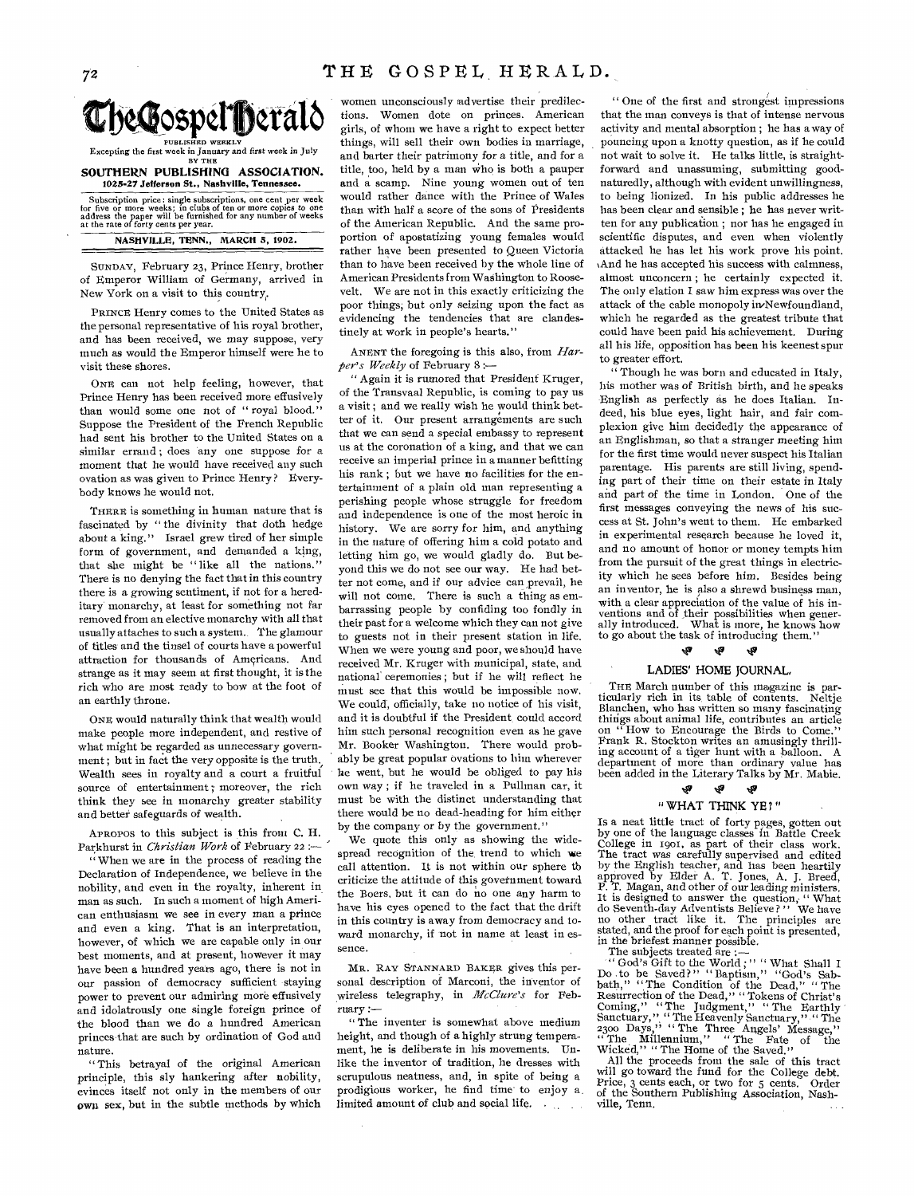# The Gospel Herald

PUBLISHED WEEKLY

Excepting the first week in January and first week in July

BY THE

**SOUTHERN PUBLISHING ASSOCIATION.**

**1025-27 Jefferson St., Nashville, Tennessee.**

Subscription price: single subscriptions, one cent per week for five or more weeks; in clubs of ten or more copies to one address the paper will be furnished for any number of weeks at the rate of forty cents per year.

**NASHVILLE, TENN., MARCH 5, 1902.**

SUNDAY, February 23, Prince Henry, brother of Emperor William of Germany, arrived in New York on a visit to this country.

PRINCE Henry comes to the United States as the personal representative of his royal brother, and has been received, we may suppose, very much as would the Emperor himself were he to visit these shores.

ONE can not help feeling, however, that Prince Henry has been received more effusively than would some one not of "royal blood." Suppose the President of the French Republic had sent his brother to the United States on a similar errand; does any one suppose for a moment that he would have received any such ovation as was given to Prince Henry? Everybody knows he would not.

THERE is something in human nature that is fascinated by "the divinity that doth hedge about a king." Israel grew tired of her simple form of government, and demanded a king, that she might be "like all the nations." There is no denying the fact that in this country there is a growing sentiment, if not for a hereditary monarchy, at least for something not far removed from an elective monarchy with all that usually attaches to such a system. The glamour of titles and the tinsel of courts have a powerful attraction for thousands of Americans. And strange as it may seem at first thought, it is the rich who are most ready to bow at the foot of an earthly throne.

ONE would naturally think that wealth would make people more independent, and restive of what might be regarded as unnecessary government; but in fact the very opposite is the truth. Wealth sees in royalty and a court a fruitful source of entertainment; moreover, the rich think they see in monarchy greater stability and better safeguards of wealth.

APROPOS to this subject is this from C. H. Parkhurst in *Christian Work* of February 22:—

"When we are in the process of reading the Declaration of Independence, we believe in the nobility, and even in the royalty, inherent in man as such. In such a moment of high American enthusiasm we see in every man a prince and even a king. That is an interpretation, however, of which we are capable only in our best moments, and at present, however it may have been a hundred years ago, there is not in our passion of democracy sufficient staying power to prevent our admiring more effusively and idolatrously one single foreign prince of the blood than we do a hundred American princes that are such by ordination of God and nature.

"This betrayal of the original American principle, this sly hankering after nobility, evinces itself not only in the members of our own sex, but in the subtle methods by which women unconsciously advertise their predilections. Women dote on princes. American girls, of whom we have a right to expect better things, will sell their own bodies in marriage, and barter their patrimony for a title, and for a title, too, held by a man who is both a pauper and a scamp. Nine young women out of ten would rather dance with the Prince of Wales than with half a score of the sons of Presidents of the American Republic. And the same proportion of apostatizing young females would rather have been presented to Queen Victoria than to have been received by the whole line of American Presidents from Washington to Roosevelt. We are not in this exactly criticizing the poor things; but only seizing upon the fact as evidencing the tendencies that are clandestinely at work in people's hearts."

ANENT the foregoing is this also, from *Harper's Weekly* of February 8:—

"Again it is rumored that President Kruger, of the Transvaal Republic, is coming to pay us a visit; and we really wish he would think better of it. Our present arrangements are such that we can send a special embassy to represent us at the coronation of a king, and that we can receive an imperial prince in a manner befitting his rank; but we have no facilities for the entertainment of a plain old man representing a perishing people whose struggle for freedom and independence is one of the most heroic in history. We are sorry for him, and anything in the nature of offering him a cold potato and letting him go, we would gladly do. But beyond this we do not see our way. He had better not come, and if our advice can prevail, he will not come. There is such a thing as embarrassing people by confiding too fondly in their past for a welcome which they can not give to guests not in their present station in life. When we were young and poor, we should have received Mr. Kruger with municipal, state, and national ceremonies; but if he will reflect he must see that this would be impossible now. We could, officially, take no notice of his visit, and it is doubtful if the President could accord him such personal recognition even as he gave Mr. Booker Washington. There would probably be great popular ovations to him wherever he went, but he would be obliged to pay his own way; if he traveled in a Pullman car, it must be with the distinct understanding that there would be no dead-heading for him either by the company or by the government."

We quote this only as showing the widespread recognition of the trend to which we call attention. It is not within our sphere to criticize the attitude of this government toward the Boers, but it can do no one any harm to have his eyes opened to the fact that the drift in this country is away from democracy and toward monarchy, if not in name at least in essence.

MR. RAY STANNARD BAKER gives this personal description of Marconi, the inventor of wireless telegraphy, in *McClure's* for February:—

"The inventor is somewhat above medium height, and though of a highly strung temperament, he is deliberate in his movements. Unlike the inventor of tradition, he dresses with scrupulous neatness, and, in spite of being a prodigious worker, he find time to enjoy a limited amount of club and social life.

"One of the first and strongest impressions that the man conveys is that of intense nervous activity and mental absorption; he has a way of pouncing upon a knotty question, as if he could not wait to solve it. He talks little, is straightforward and unassuming, submitting good-naturedly, although with evident unwillingness, to being lionized. In his public addresses he has been clear and sensible; he has never written for any publication; nor has he engaged in scientific disputes, and even when violently attacked he has let his work prove his point. And he has accepted his success with calmness, almost unconcern; he certainly expected it. The only elation I saw him express was over the attack of the cable monopoly in Newfoundland, which he regarded as the greatest tribute that could have been paid his achievement. During all his life, opposition has been his keenest spur to greater effort.

"Though he was born and educated in Italy, his mother was of British birth, and he speaks English as perfectly as he does Italian. Indeed, his blue eyes, light hair, and fair complexion give him decidedly the appearance of an Englishman, so that a stranger meeting him for the first time would never suspect his Italian parentage. His parents are still living, spending part of their time on their estate in Italy and part of the time in London. One of the first messages conveying the news of his success at St. John's went to them. He embarked in experimental research because he loved it, and no amount of honor or money tempts him from the pursuit of the great things in electricity which he sees before him. Besides being an inventor, he is also a shrewd business man, with a clear appreciation of the value of his inventions and of their possibilities when generally introduced. What is more, he knows how to go about the task of introducing them."

## LADIES' HOME JOURNAL.

THE March number of this magazine is particularly rich in its table of contents. Neltje Blanchen, who has written so many fascinating things about animal life, contributes an article on "How to Encourage the Birds to Come." Frank R. Stockton writes an amusingly thrilling account of a tiger hunt with a balloon. A department of more than ordinary value has been added in the Literary Talks by Mr. Mabie.

## "WHAT THINK YE?"

Is a neat little tract of forty pages, gotten out by one of the language classes in Battle Creek College in 1901, as part of their class work. The tract was carefully supervised and edited by the English teacher, and has been heartily approved by Elder A. T. Jones, A. J. Breed, P. T. Magan, and other of our leading ministers. It is designed to answer the question, "What do Seventh-day Adventists Believe?" We have no other tract like it. The principles are stated, and the proof for each point is presented, in the briefest manner possible.

The subjects treated are:—

"God's Gift to the World;" "What Shall I Do to be Saved?" "Baptism," "God's Sabbath," "The Condition of the Dead," "The Resurrection of the Dead," "Tokens of Christ's Coming," "The Judgment," "The Earthly Sanctuary," "The Heavenly Sanctuary," "The 2300 Days," "The Three Angels' Message," "The Millennium," "The Fate of the Wicked," "The Home of the Saved."

All the proceeds from the sale of this tract will go toward the fund for the College debt. Price, 3 cents each, or two for 5 cents. Order of the Southern Publishing Association, Nashville, Tenn.